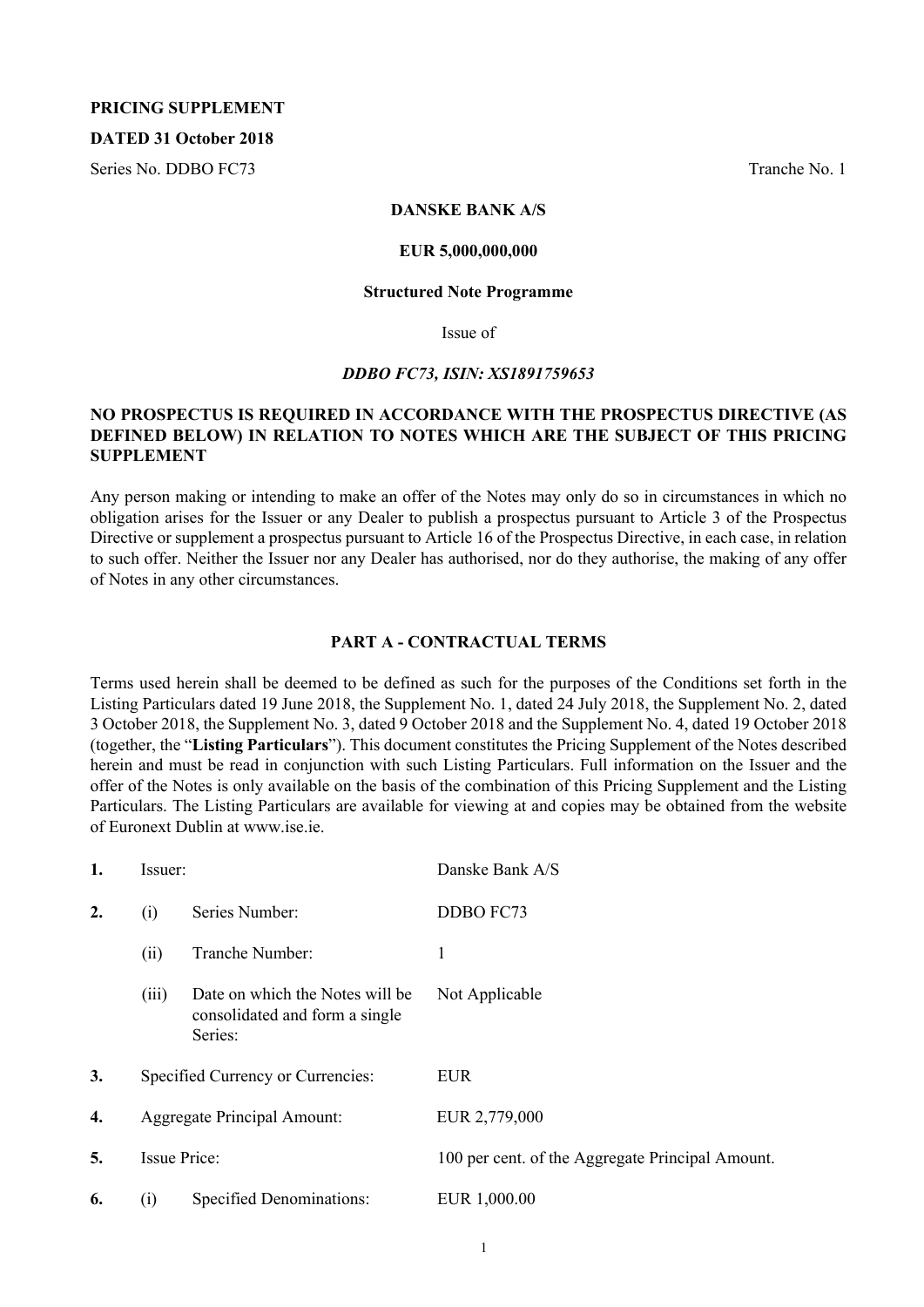**PRICING SUPPLEMENT**

**DATED 31 October 2018**

Series No. DDBO FC73 Tranche No. 1

**DANSKE BANK A/S**

**EUR 5,000,000,000**

**Structured Note Programme**

Issue of

***DDBO FC73, ISIN: XS1891759653***

**NO PROSPECTUS IS REQUIRED IN ACCORDANCE WITH THE PROSPECTUS DIRECTIVE (AS DEFINED BELOW) IN RELATION TO NOTES WHICH ARE THE SUBJECT OF THIS PRICING SUPPLEMENT**

Any person making or intending to make an offer of the Notes may only do so in circumstances in which no obligation arises for the Issuer or any Dealer to publish a prospectus pursuant to Article 3 of the Prospectus Directive or supplement a prospectus pursuant to Article 16 of the Prospectus Directive, in each case, in relation to such offer. Neither the Issuer nor any Dealer has authorised, nor do they authorise, the making of any offer of Notes in any other circumstances.

## PART A - CONTRACTUAL TERMS

Terms used herein shall be deemed to be defined as such for the purposes of the Conditions set forth in the Listing Particulars dated 19 June 2018, the Supplement No. 1, dated 24 July 2018, the Supplement No. 2, dated 3 October 2018, the Supplement No. 3, dated 9 October 2018 and the Supplement No. 4, dated 19 October 2018 (together, the "**Listing Particulars**"). This document constitutes the Pricing Supplement of the Notes described herein and must be read in conjunction with such Listing Particulars. Full information on the Issuer and the offer of the Notes is only available on the basis of the combination of this Pricing Supplement and the Listing Particulars. The Listing Particulars are available for viewing at and copies may be obtained from the website of Euronext Dublin at www.ise.ie.

| | | | |
|---|---|---|---|
| **1.** | Issuer: | | Danske Bank A/S |
| **2.** | (i) | Series Number: | DDBO FC73 |
| | (ii) | Tranche Number: | 1 |
| | (iii) | Date on which the Notes will be consolidated and form a single Series: | Not Applicable |
| **3.** | Specified Currency or Currencies: | | EUR |
| **4.** | Aggregate Principal Amount: | | EUR 2,779,000 |
| **5.** | Issue Price: | | 100 per cent. of the Aggregate Principal Amount. |
| **6.** | (i) | Specified Denominations: | EUR 1,000.00 |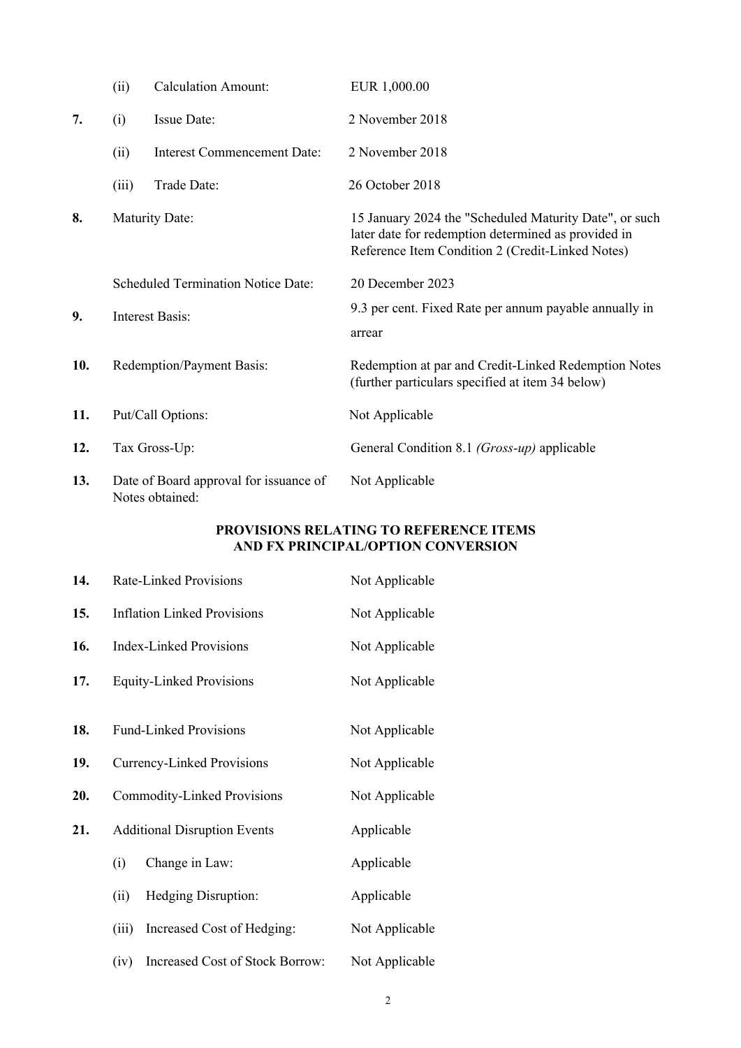| | | | |
|---|---|---|---|
| | (ii) | Calculation Amount: | EUR 1,000.00 |
| **7.** | (i) | Issue Date: | 2 November 2018 |
| | (ii) | Interest Commencement Date: | 2 November 2018 |
| | (iii) | Trade Date: | 26 October 2018 |
| **8.** | | Maturity Date: | 15 January 2024 the "Scheduled Maturity Date", or such later date for redemption determined as provided in Reference Item Condition 2 (Credit-Linked Notes) |
| | | Scheduled Termination Notice Date: | 20 December 2023 |
| **9.** | | Interest Basis: | 9.3 per cent. Fixed Rate per annum payable annually in arrear |
| **10.** | | Redemption/Payment Basis: | Redemption at par and Credit-Linked Redemption Notes (further particulars specified at item 34 below) |
| **11.** | | Put/Call Options: | Not Applicable |
| **12.** | | Tax Gross-Up: | General Condition 8.1 *(Gross-up)* applicable |
| **13.** | | Date of Board approval for issuance of Notes obtained: | Not Applicable |

**PROVISIONS RELATING TO REFERENCE ITEMS AND FX PRINCIPAL/OPTION CONVERSION**

| | | | |
|---|---|---|---|
| **14.** | | Rate-Linked Provisions | Not Applicable |
| **15.** | | Inflation Linked Provisions | Not Applicable |
| **16.** | | Index-Linked Provisions | Not Applicable |
| **17.** | | Equity-Linked Provisions | Not Applicable |
| **18.** | | Fund-Linked Provisions | Not Applicable |
| **19.** | | Currency-Linked Provisions | Not Applicable |
| **20.** | | Commodity-Linked Provisions | Not Applicable |
| **21.** | | Additional Disruption Events | Applicable |
| | (i) | Change in Law: | Applicable |
| | (ii) | Hedging Disruption: | Applicable |
| | (iii) | Increased Cost of Hedging: | Not Applicable |
| | (iv) | Increased Cost of Stock Borrow: | Not Applicable |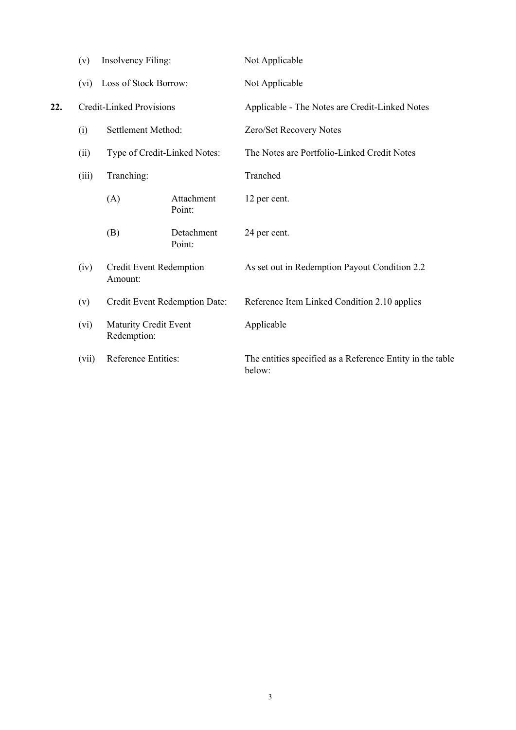| | | | |
|---|---|---|---|
| | (v) | Insolvency Filing: | Not Applicable |
| | (vi) | Loss of Stock Borrow: | Not Applicable |
| **22.** | Credit-Linked Provisions | | Applicable - The Notes are Credit-Linked Notes |
| | (i) | Settlement Method: | Zero/Set Recovery Notes |
| | (ii) | Type of Credit-Linked Notes: | The Notes are Portfolio-Linked Credit Notes |
| | (iii) | Tranching: | Tranched |
| | | (A) Attachment Point: | 12 per cent. |
| | | (B) Detachment Point: | 24 per cent. |
| | (iv) | Credit Event Redemption Amount: | As set out in Redemption Payout Condition 2.2 |
| | (v) | Credit Event Redemption Date: | Reference Item Linked Condition 2.10 applies |
| | (vi) | Maturity Credit Event Redemption: | Applicable |
| | (vii) | Reference Entities: | The entities specified as a Reference Entity in the table below: |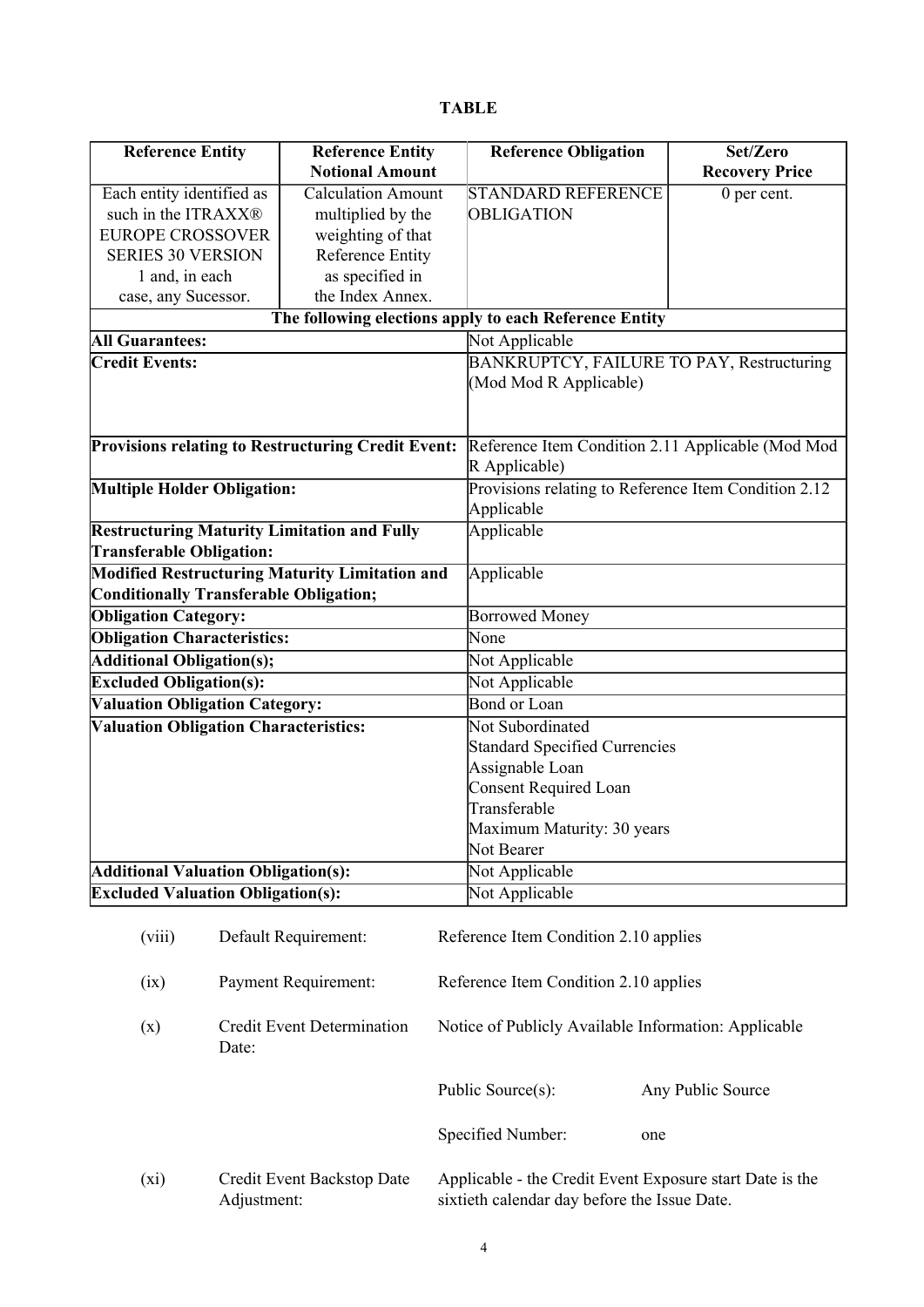**TABLE**

| Reference Entity | Reference Entity Notional Amount | Reference Obligation | Set/Zero Recovery Price |
|---|---|---|---|
| Each entity identified as such in the ITRAXX® EUROPE CROSSOVER SERIES 30 VERSION 1 and, in each case, any Sucessor. | Calculation Amount multiplied by the weighting of that Reference Entity as specified in the Index Annex. | STANDARD REFERENCE OBLIGATION | 0 per cent. |
| **The following elections apply to each Reference Entity** | | | |
| **All Guarantees:** | | Not Applicable | |
| **Credit Events:** | | BANKRUPTCY, FAILURE TO PAY, Restructuring (Mod Mod R Applicable) | |
| **Provisions relating to Restructuring Credit Event:** | | Reference Item Condition 2.11 Applicable (Mod Mod R Applicable) | |
| **Multiple Holder Obligation:** | | Provisions relating to Reference Item Condition 2.12 Applicable | |
| **Restructuring Maturity Limitation and Fully Transferable Obligation:** | | Applicable | |
| **Modified Restructuring Maturity Limitation and Conditionally Transferable Obligation;** | | Applicable | |
| **Obligation Category:** | | Borrowed Money | |
| **Obligation Characteristics:** | | None | |
| **Additional Obligation(s);** | | Not Applicable | |
| **Excluded Obligation(s):** | | Not Applicable | |
| **Valuation Obligation Category:** | | Bond or Loan | |
| **Valuation Obligation Characteristics:** | | Not Subordinated<br>Standard Specified Currencies<br>Assignable Loan<br>Consent Required Loan<br>Transferable<br>Maximum Maturity: 30 years<br>Not Bearer | |
| **Additional Valuation Obligation(s):** | | Not Applicable | |
| **Excluded Valuation Obligation(s):** | | Not Applicable | |

(viii) Default Requirement: Reference Item Condition 2.10 applies

(ix) Payment Requirement: Reference Item Condition 2.10 applies

(x) Credit Event Determination Date: Notice of Publicly Available Information: Applicable

Public Source(s): Any Public Source

Specified Number: one

(xi) Credit Event Backstop Date Adjustment: Applicable - the Credit Event Exposure start Date is the sixtieth calendar day before the Issue Date.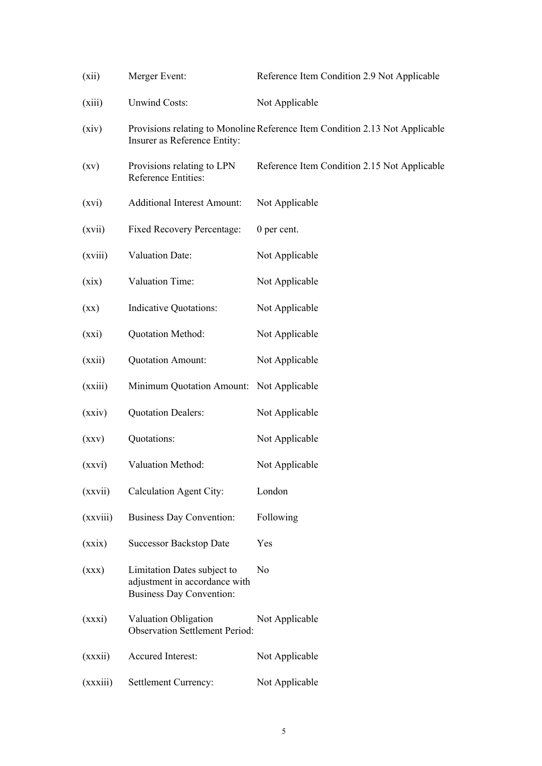| | | |
|---|---|---|
| (xii) | Merger Event: | Reference Item Condition 2.9 Not Applicable |
| (xiii) | Unwind Costs: | Not Applicable |
| (xiv) | Provisions relating to Monoline Insurer as Reference Entity: | Reference Item Condition 2.13 Not Applicable |
| (xv) | Provisions relating to LPN Reference Entities: | Reference Item Condition 2.15 Not Applicable |
| (xvi) | Additional Interest Amount: | Not Applicable |
| (xvii) | Fixed Recovery Percentage: | 0 per cent. |
| (xviii) | Valuation Date: | Not Applicable |
| (xix) | Valuation Time: | Not Applicable |
| (xx) | Indicative Quotations: | Not Applicable |
| (xxi) | Quotation Method: | Not Applicable |
| (xxii) | Quotation Amount: | Not Applicable |
| (xxiii) | Minimum Quotation Amount: | Not Applicable |
| (xxiv) | Quotation Dealers: | Not Applicable |
| (xxv) | Quotations: | Not Applicable |
| (xxvi) | Valuation Method: | Not Applicable |
| (xxvii) | Calculation Agent City: | London |
| (xxviii) | Business Day Convention: | Following |
| (xxix) | Successor Backstop Date | Yes |
| (xxx) | Limitation Dates subject to adjustment in accordance with Business Day Convention: | No |
| (xxxi) | Valuation Obligation Observation Settlement Period: | Not Applicable |
| (xxxii) | Accured Interest: | Not Applicable |
| (xxxiii) | Settlement Currency: | Not Applicable |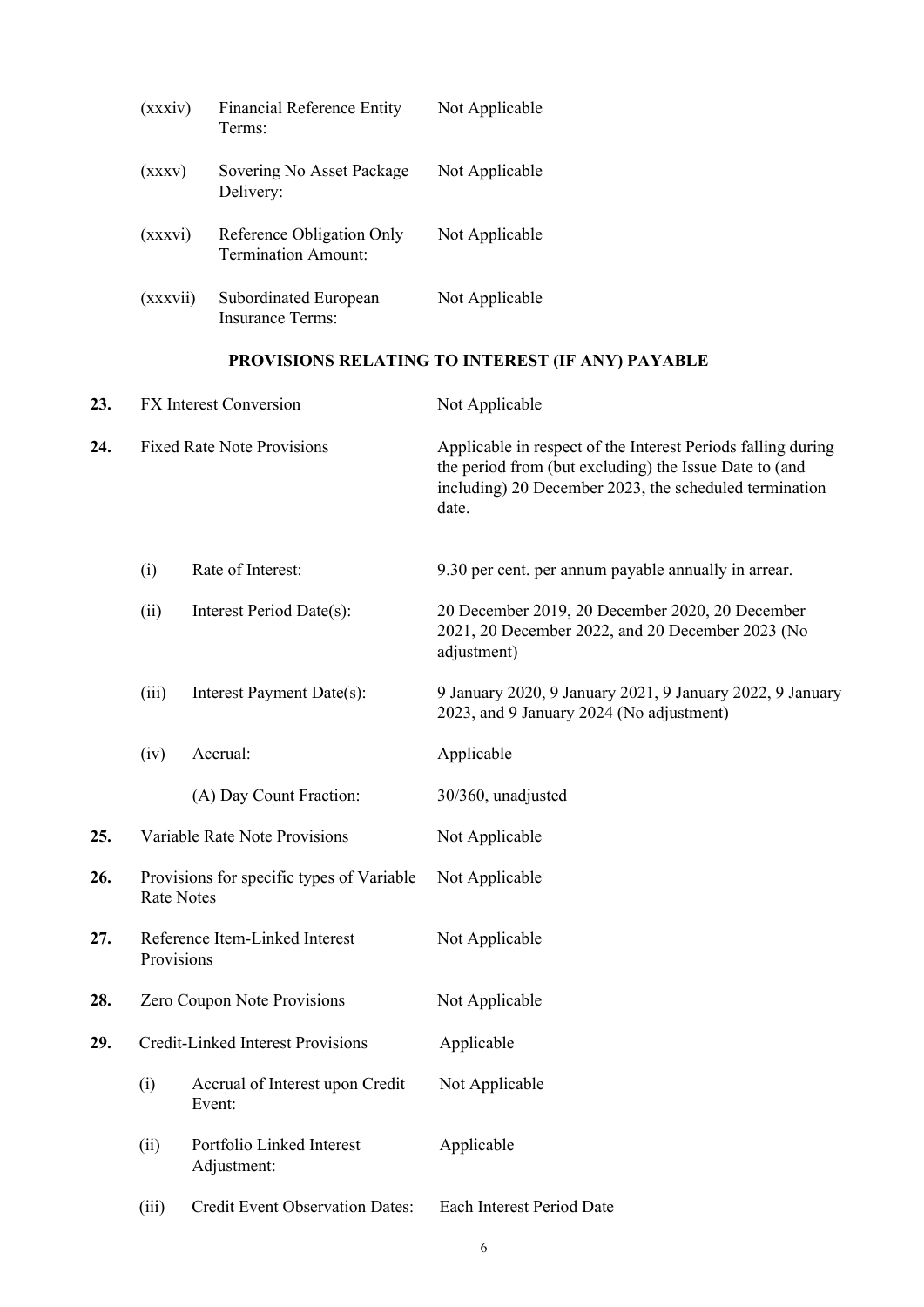| | | |
|---|---|---|
| (xxxiv) | Financial Reference Entity Terms: | Not Applicable |
| (xxxv) | Sovering No Asset Package Delivery: | Not Applicable |
| (xxxvi) | Reference Obligation Only Termination Amount: | Not Applicable |
| (xxxvii) | Subordinated European Insurance Terms: | Not Applicable |

## PROVISIONS RELATING TO INTEREST (IF ANY) PAYABLE

| | | |
|---|---|---|
| **23.** | FX Interest Conversion | Not Applicable |
| **24.** | Fixed Rate Note Provisions | Applicable in respect of the Interest Periods falling during the period from (but excluding) the Issue Date to (and including) 20 December 2023, the scheduled termination date. |
| (i) | Rate of Interest: | 9.30 per cent. per annum payable annually in arrear. |
| (ii) | Interest Period Date(s): | 20 December 2019, 20 December 2020, 20 December 2021, 20 December 2022, and 20 December 2023 (No adjustment) |
| (iii) | Interest Payment Date(s): | 9 January 2020, 9 January 2021, 9 January 2022, 9 January 2023, and 9 January 2024 (No adjustment) |
| (iv) | Accrual: | Applicable |
| | (A) Day Count Fraction: | 30/360, unadjusted |
| **25.** | Variable Rate Note Provisions | Not Applicable |
| **26.** | Provisions for specific types of Variable Rate Notes | Not Applicable |
| **27.** | Reference Item-Linked Interest Provisions | Not Applicable |
| **28.** | Zero Coupon Note Provisions | Not Applicable |
| **29.** | Credit-Linked Interest Provisions | Applicable |
| (i) | Accrual of Interest upon Credit Event: | Not Applicable |
| (ii) | Portfolio Linked Interest Adjustment: | Applicable |
| (iii) | Credit Event Observation Dates: | Each Interest Period Date |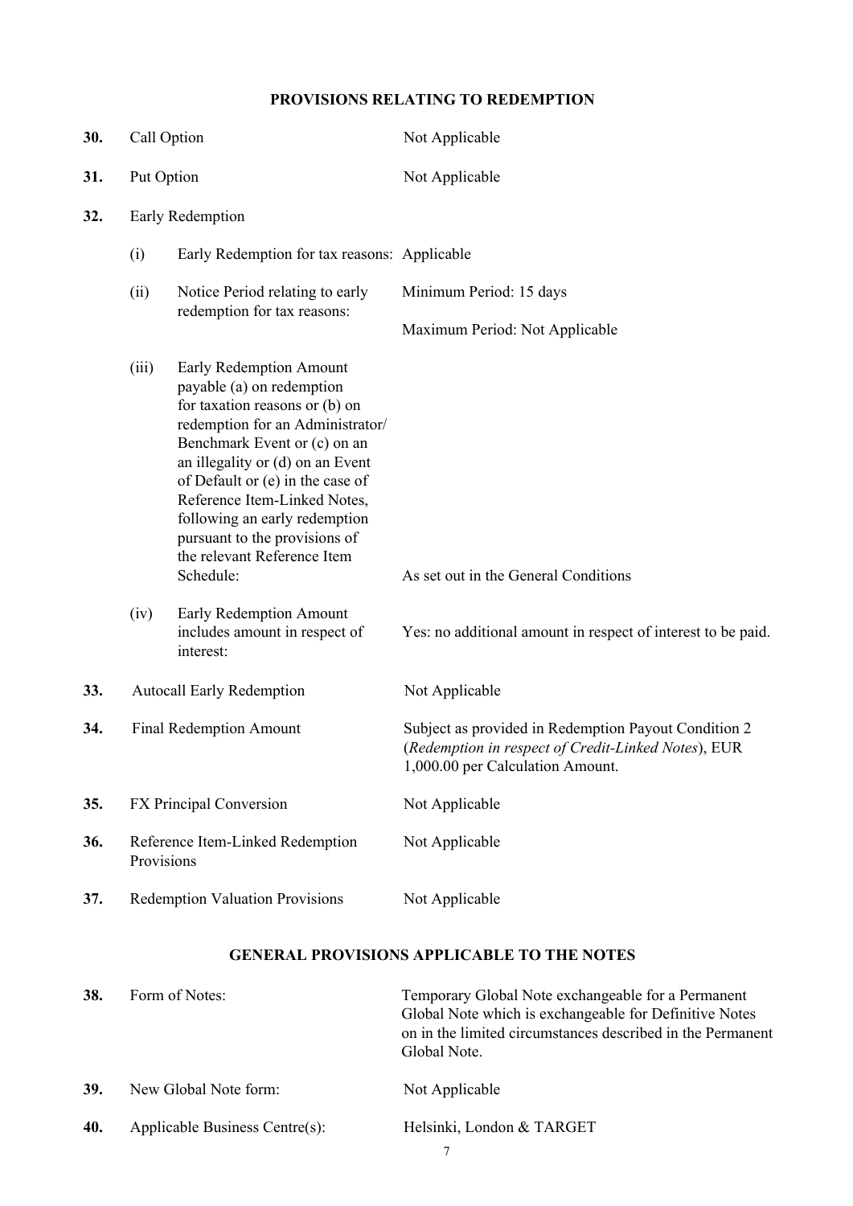## PROVISIONS RELATING TO REDEMPTION

| | | |
|---|---|---|
| **30.** | Call Option | Not Applicable |
| **31.** | Put Option | Not Applicable |
| **32.** | Early Redemption | |
| | (i) Early Redemption for tax reasons: | Applicable |
| | (ii) Notice Period relating to early redemption for tax reasons: | Minimum Period: 15 days<br>Maximum Period: Not Applicable |
| | (iii) Early Redemption Amount payable (a) on redemption for taxation reasons or (b) on redemption for an Administrator/ Benchmark Event or (c) on an an illegality or (d) on an Event of Default or (e) in the case of Reference Item-Linked Notes, following an early redemption pursuant to the provisions of the relevant Reference Item Schedule: | As set out in the General Conditions |
| | (iv) Early Redemption Amount includes amount in respect of interest: | Yes: no additional amount in respect of interest to be paid. |
| **33.** | Autocall Early Redemption | Not Applicable |
| **34.** | Final Redemption Amount | Subject as provided in Redemption Payout Condition 2 (*Redemption in respect of Credit-Linked Notes*), EUR 1,000.00 per Calculation Amount. |
| **35.** | FX Principal Conversion | Not Applicable |
| **36.** | Reference Item-Linked Redemption Provisions | Not Applicable |
| **37.** | Redemption Valuation Provisions | Not Applicable |

## GENERAL PROVISIONS APPLICABLE TO THE NOTES

| | | |
|---|---|---|
| **38.** | Form of Notes: | Temporary Global Note exchangeable for a Permanent Global Note which is exchangeable for Definitive Notes on in the limited circumstances described in the Permanent Global Note. |
| **39.** | New Global Note form: | Not Applicable |
| **40.** | Applicable Business Centre(s): | Helsinki, London & TARGET |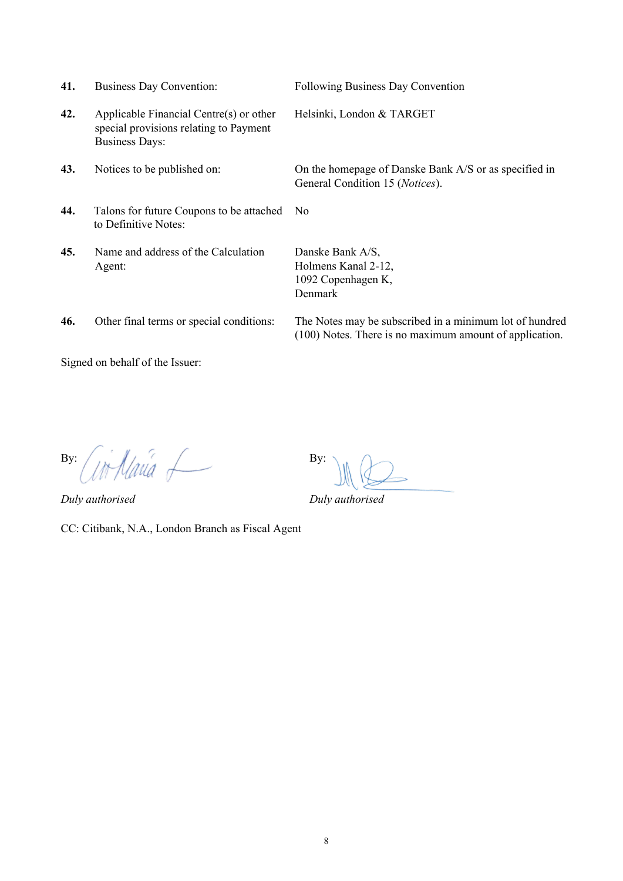| | | |
|---|---|---|
| **41.** | Business Day Convention: | Following Business Day Convention |
| **42.** | Applicable Financial Centre(s) or other special provisions relating to Payment Business Days: | Helsinki, London & TARGET |
| **43.** | Notices to be published on: | On the homepage of Danske Bank A/S or as specified in General Condition 15 (*Notices*). |
| **44.** | Talons for future Coupons to be attached to Definitive Notes: | No |
| **45.** | Name and address of the Calculation Agent: | Danske Bank A/S,<br>Holmens Kanal 2-12,<br>1092 Copenhagen K,<br>Denmark |
| **46.** | Other final terms or special conditions: | The Notes may be subscribed in a minimum lot of hundred (100) Notes. There is no maximum amount of application. |

Signed on behalf of the Issuer:

By: ____________________
*Duly authorised*

By: ____________________
*Duly authorised*

CC: Citibank, N.A., London Branch as Fiscal Agent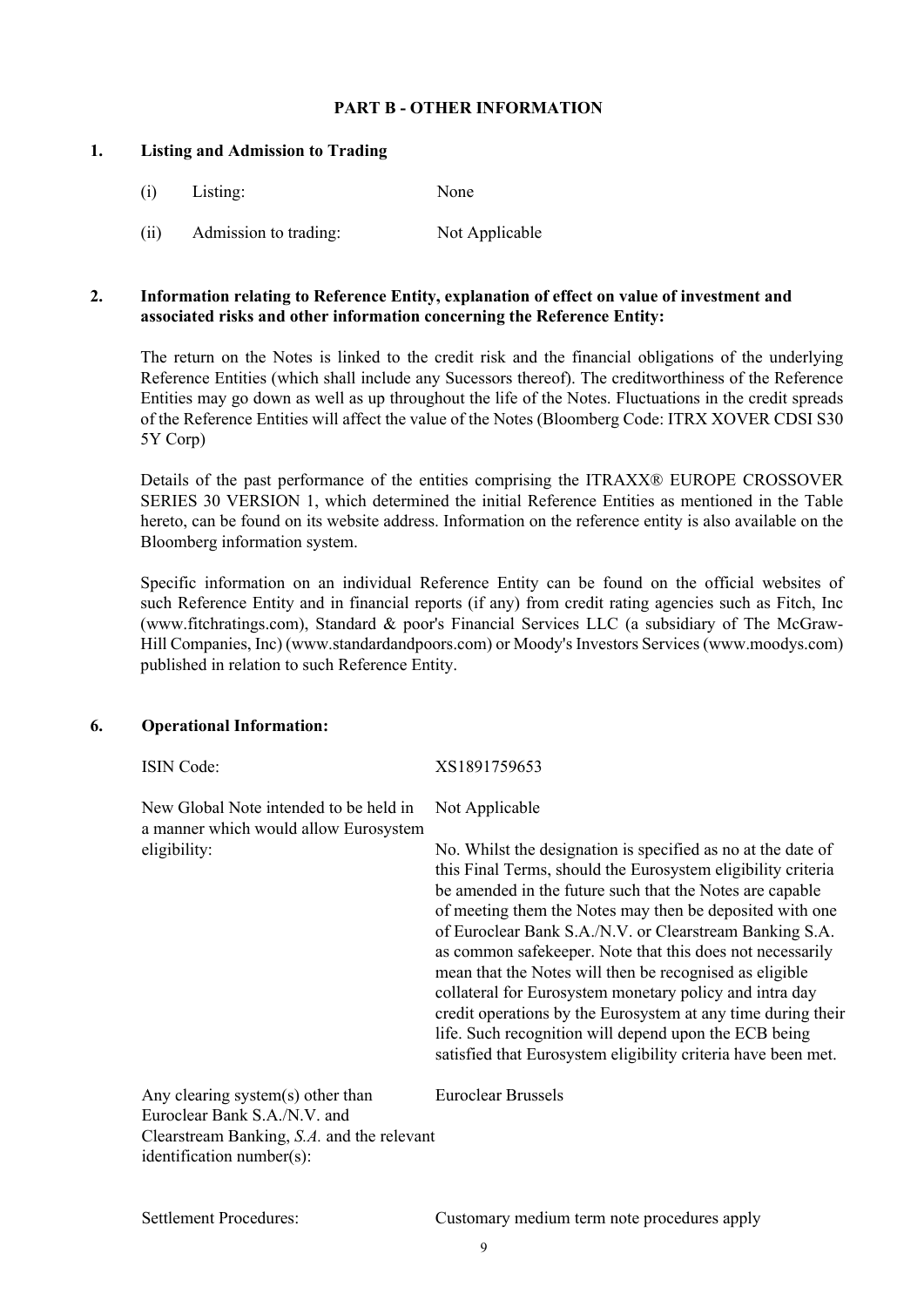## PART B - OTHER INFORMATION

### 1. Listing and Admission to Trading

| | | |
|---|---|---|
| (i) | Listing: | None |
| (ii) | Admission to trading: | Not Applicable |

### 2. Information relating to Reference Entity, explanation of effect on value of investment and associated risks and other information concerning the Reference Entity:

The return on the Notes is linked to the credit risk and the financial obligations of the underlying Reference Entities (which shall include any Sucessors thereof). The creditworthiness of the Reference Entities may go down as well as up throughout the life of the Notes. Fluctuations in the credit spreads of the Reference Entities will affect the value of the Notes (Bloomberg Code: ITRX XOVER CDSI S30 5Y Corp)

Details of the past performance of the entities comprising the ITRAXX® EUROPE CROSSOVER SERIES 30 VERSION 1, which determined the initial Reference Entities as mentioned in the Table hereto, can be found on its website address. Information on the reference entity is also available on the Bloomberg information system.

Specific information on an individual Reference Entity can be found on the official websites of such Reference Entity and in financial reports (if any) from credit rating agencies such as Fitch, Inc (www.fitchratings.com), Standard & poor's Financial Services LLC (a subsidiary of The McGraw-Hill Companies, Inc) (www.standardandpoors.com) or Moody's Investors Services (www.moodys.com) published in relation to such Reference Entity.

### 6. Operational Information:

| | |
|---|---|
| ISIN Code: | XS1891759653 |
| New Global Note intended to be held in a manner which would allow Eurosystem eligibility: | Not Applicable<br><br>No. Whilst the designation is specified as no at the date of this Final Terms, should the Eurosystem eligibility criteria be amended in the future such that the Notes are capable of meeting them the Notes may then be deposited with one of Euroclear Bank S.A./N.V. or Clearstream Banking S.A. as common safekeeper. Note that this does not necessarily mean that the Notes will then be recognised as eligible collateral for Eurosystem monetary policy and intra day credit operations by the Eurosystem at any time during their life. Such recognition will depend upon the ECB being satisfied that Eurosystem eligibility criteria have been met. |
| Any clearing system(s) other than Euroclear Bank S.A./N.V. and Clearstream Banking, *S.A.* and the relevant identification number(s): | Euroclear Brussels |
| Settlement Procedures: | Customary medium term note procedures apply |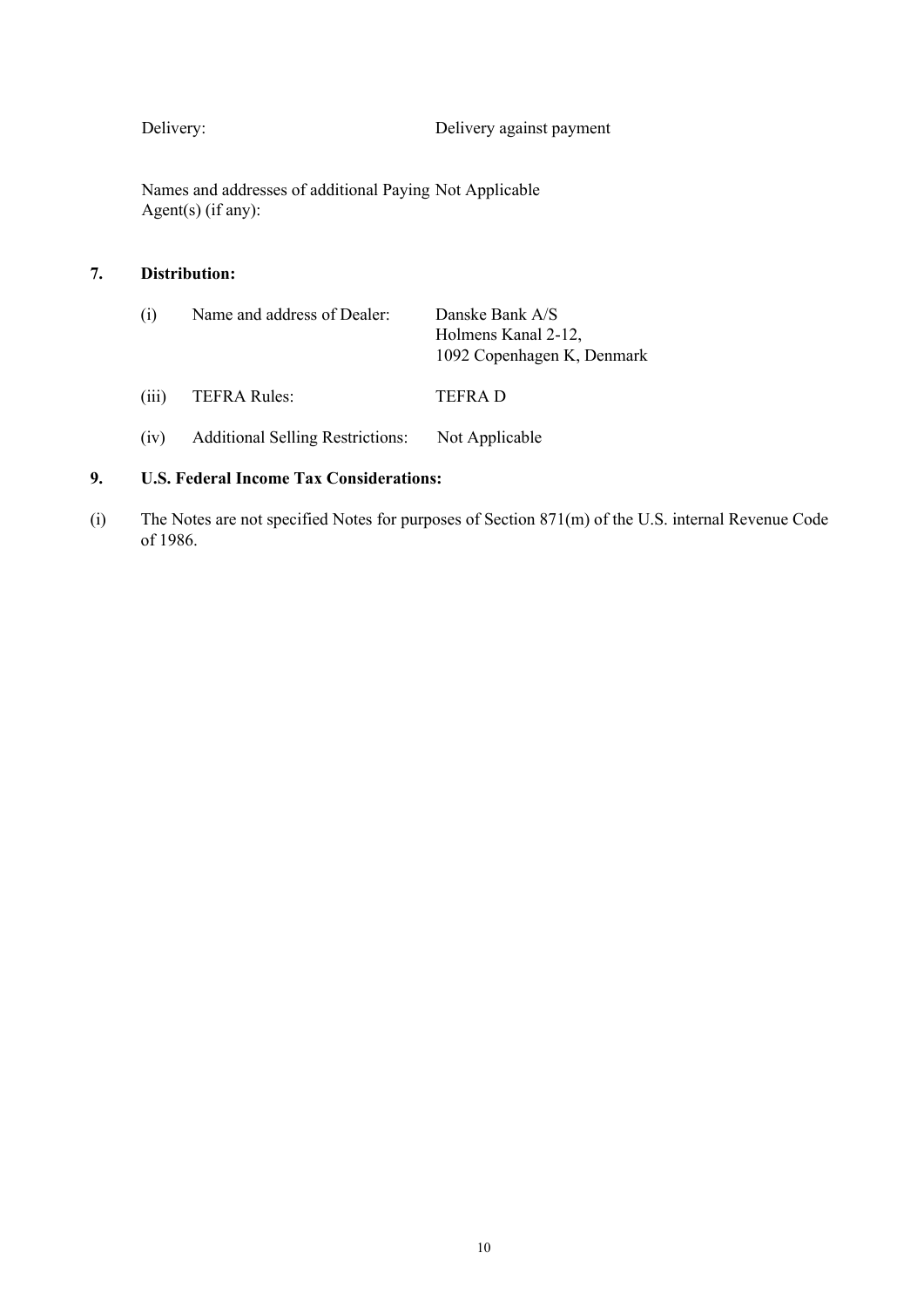| | |
|---|---|
| Delivery: | Delivery against payment |
| Names and addresses of additional Paying Agent(s) (if any): | Not Applicable |

**7. Distribution:**

| | | |
|---|---|---|
| (i) | Name and address of Dealer: | Danske Bank A/S<br>Holmens Kanal 2-12,<br>1092 Copenhagen K, Denmark |
| (iii) | TEFRA Rules: | TEFRA D |
| (iv) | Additional Selling Restrictions: | Not Applicable |

**9. U.S. Federal Income Tax Considerations:**

(i) The Notes are not specified Notes for purposes of Section 871(m) of the U.S. internal Revenue Code of 1986.